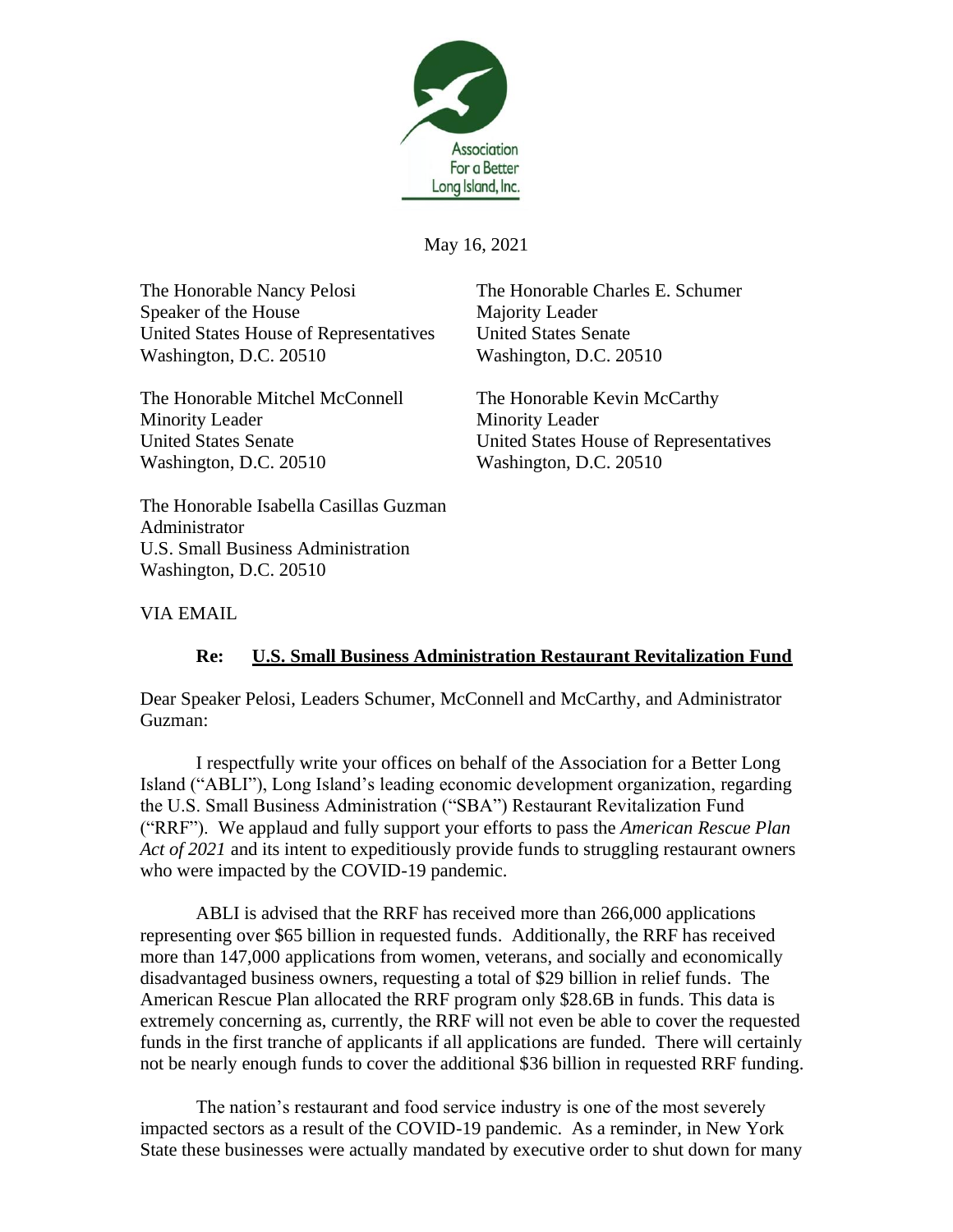Association For a Better Long Island, Inc.

May 16, 2021

The Honorable Nancy Pelosi
Speaker of the House
United States House of Representatives
Washington, D.C. 20510

The Honorable Charles E. Schumer
Majority Leader
United States Senate
Washington, D.C. 20510

The Honorable Mitchel McConnell
Minority Leader
United States Senate
Washington, D.C. 20510

The Honorable Kevin McCarthy
Minority Leader
United States House of Representatives
Washington, D.C. 20510

The Honorable Isabella Casillas Guzman
Administrator
U.S. Small Business Administration
Washington, D.C. 20510

VIA EMAIL

**Re: <u>U.S. Small Business Administration Restaurant Revitalization Fund</u>**

Dear Speaker Pelosi, Leaders Schumer, McConnell and McCarthy, and Administrator Guzman:

I respectfully write your offices on behalf of the Association for a Better Long Island ("ABLI"), Long Island's leading economic development organization, regarding the U.S. Small Business Administration ("SBA") Restaurant Revitalization Fund ("RRF"). We applaud and fully support your efforts to pass the *American Rescue Plan Act of 2021* and its intent to expeditiously provide funds to struggling restaurant owners who were impacted by the COVID-19 pandemic.

ABLI is advised that the RRF has received more than 266,000 applications representing over $65 billion in requested funds. Additionally, the RRF has received more than 147,000 applications from women, veterans, and socially and economically disadvantaged business owners, requesting a total of $29 billion in relief funds. The American Rescue Plan allocated the RRF program only $28.6B in funds. This data is extremely concerning as, currently, the RRF will not even be able to cover the requested funds in the first tranche of applicants if all applications are funded. There will certainly not be nearly enough funds to cover the additional $36 billion in requested RRF funding.

The nation's restaurant and food service industry is one of the most severely impacted sectors as a result of the COVID-19 pandemic. As a reminder, in New York State these businesses were actually mandated by executive order to shut down for many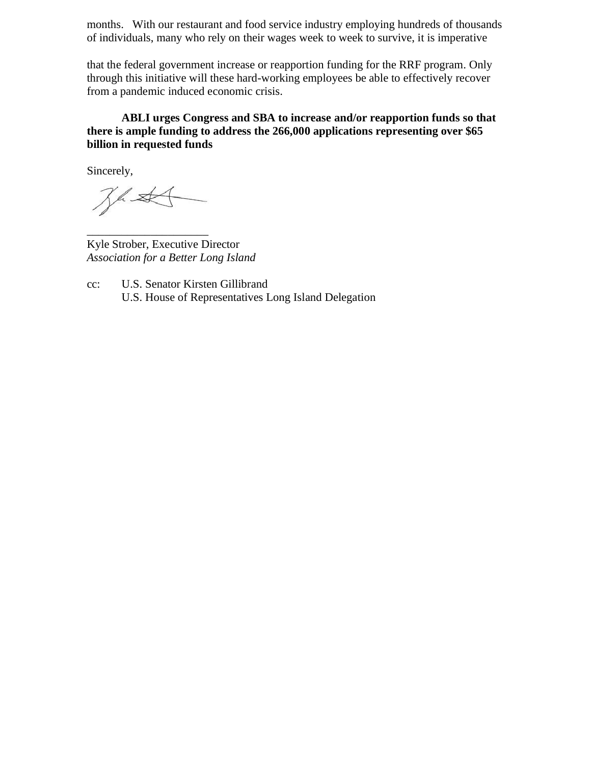months. With our restaurant and food service industry employing hundreds of thousands of individuals, many who rely on their wages week to week to survive, it is imperative

that the federal government increase or reapportion funding for the RRF program. Only through this initiative will these hard-working employees be able to effectively recover from a pandemic induced economic crisis.

**ABLI urges Congress and SBA to increase and/or reapportion funds so that there is ample funding to address the 266,000 applications representing over $65 billion in requested funds**

Sincerely,

____________________

Kyle Strober, Executive Director
*Association for a Better Long Island*

cc: U.S. Senator Kirsten Gillibrand
U.S. House of Representatives Long Island Delegation